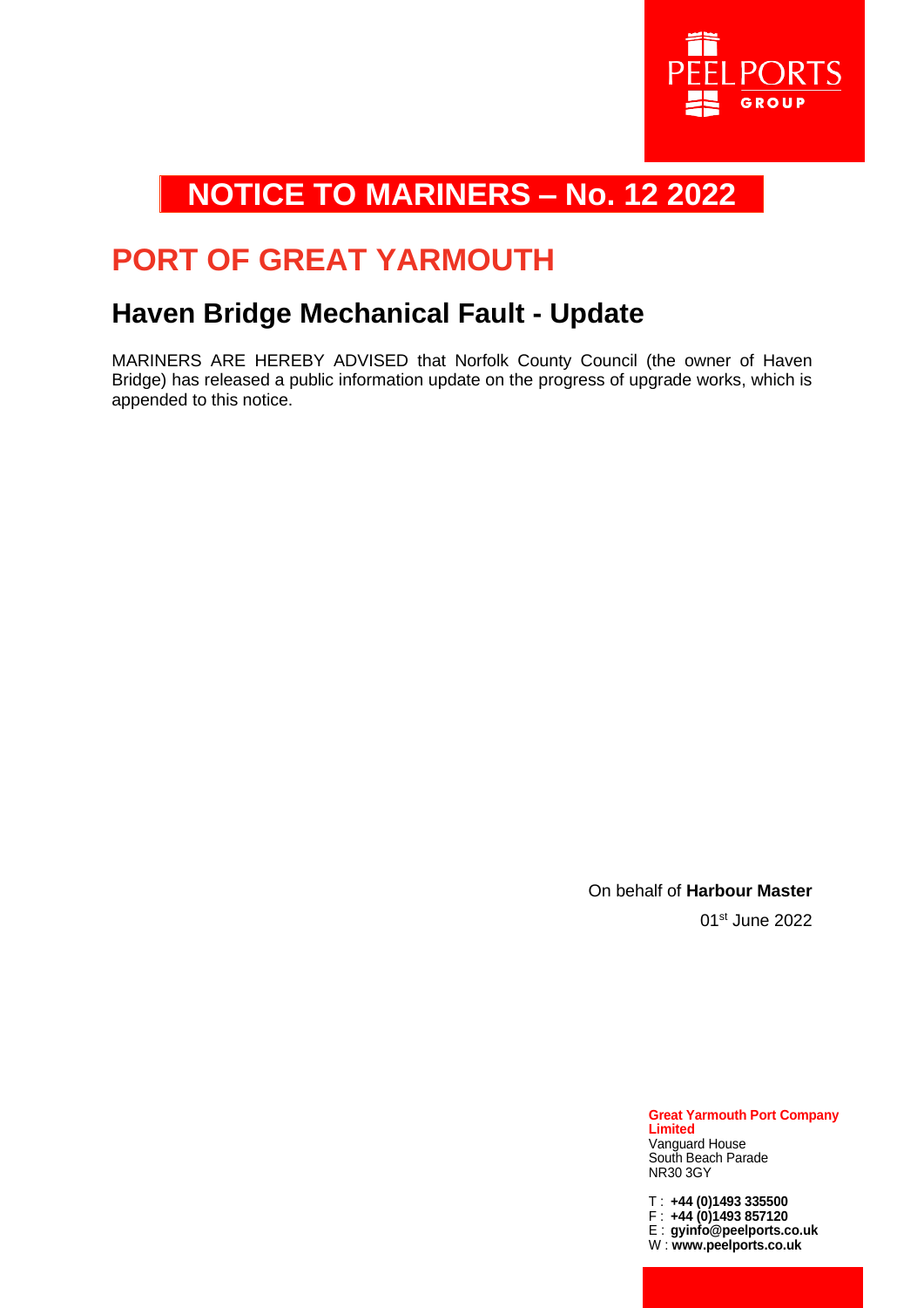# NOTICE TO MARINERS – No. 12 2022

## PORT OF GREAT YARMOUTH

### Haven Bridge Mechanical Fault - Update

MARINERS ARE HEREBY ADVISED that Norfolk County Council (the owner of Haven Bridge) has released a public information update on the progress of upgrade works, which is appended to this notice.

On behalf of **Harbour Master**

01st June 2022

**Great Yarmouth Port Company Limited**
Vanguard House
South Beach Parade
NR30 3GY

T : **+44 (0)1493 335500**
F : **+44 (0)1493 857120**
E : **gyinfo@peelports.co.uk**
W : **www.peelports.co.uk**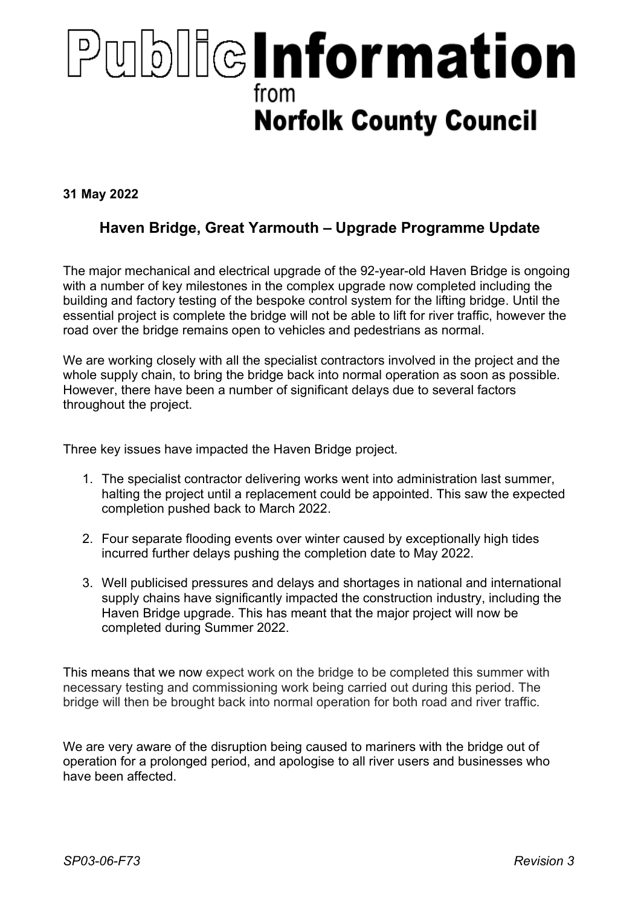# Public Information from Norfolk County Council

**31 May 2022**

## Haven Bridge, Great Yarmouth – Upgrade Programme Update

The major mechanical and electrical upgrade of the 92-year-old Haven Bridge is ongoing with a number of key milestones in the complex upgrade now completed including the building and factory testing of the bespoke control system for the lifting bridge. Until the essential project is complete the bridge will not be able to lift for river traffic, however the road over the bridge remains open to vehicles and pedestrians as normal.

We are working closely with all the specialist contractors involved in the project and the whole supply chain, to bring the bridge back into normal operation as soon as possible. However, there have been a number of significant delays due to several factors throughout the project.

Three key issues have impacted the Haven Bridge project.

1. The specialist contractor delivering works went into administration last summer, halting the project until a replacement could be appointed. This saw the expected completion pushed back to March 2022.

2. Four separate flooding events over winter caused by exceptionally high tides incurred further delays pushing the completion date to May 2022.

3. Well publicised pressures and delays and shortages in national and international supply chains have significantly impacted the construction industry, including the Haven Bridge upgrade. This has meant that the major project will now be completed during Summer 2022.

This means that we now expect work on the bridge to be completed this summer with necessary testing and commissioning work being carried out during this period. The bridge will then be brought back into normal operation for both road and river traffic.

We are very aware of the disruption being caused to mariners with the bridge out of operation for a prolonged period, and apologise to all river users and businesses who have been affected.

*SP03-06-F73* *Revision 3*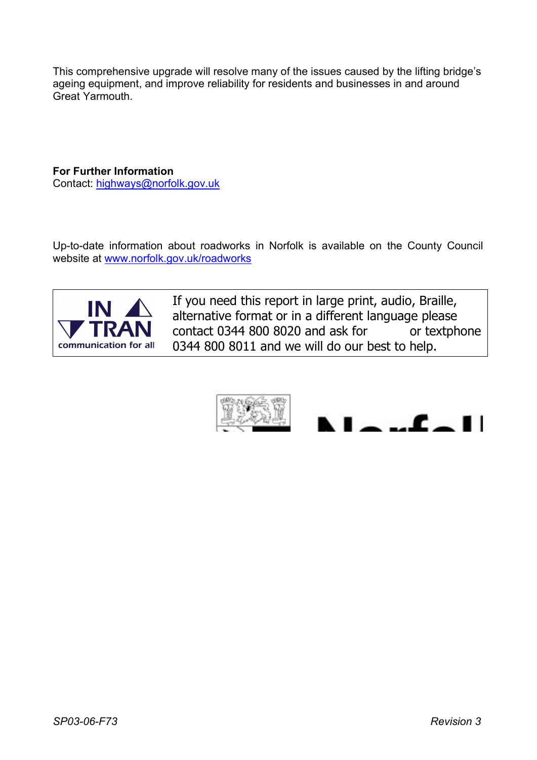This comprehensive upgrade will resolve many of the issues caused by the lifting bridge's ageing equipment, and improve reliability for residents and businesses in and around Great Yarmouth.

**For Further Information**
Contact: highways@norfolk.gov.uk

Up-to-date information about roadworks in Norfolk is available on the County Council website at www.norfolk.gov.uk/roadworks

IN TRAN communication for all

If you need this report in large print, audio, Braille, alternative format or in a different language please contact 0344 800 8020 and ask for or textphone 0344 800 8011 and we will do our best to help.

SP03-06-F73

Revision 3